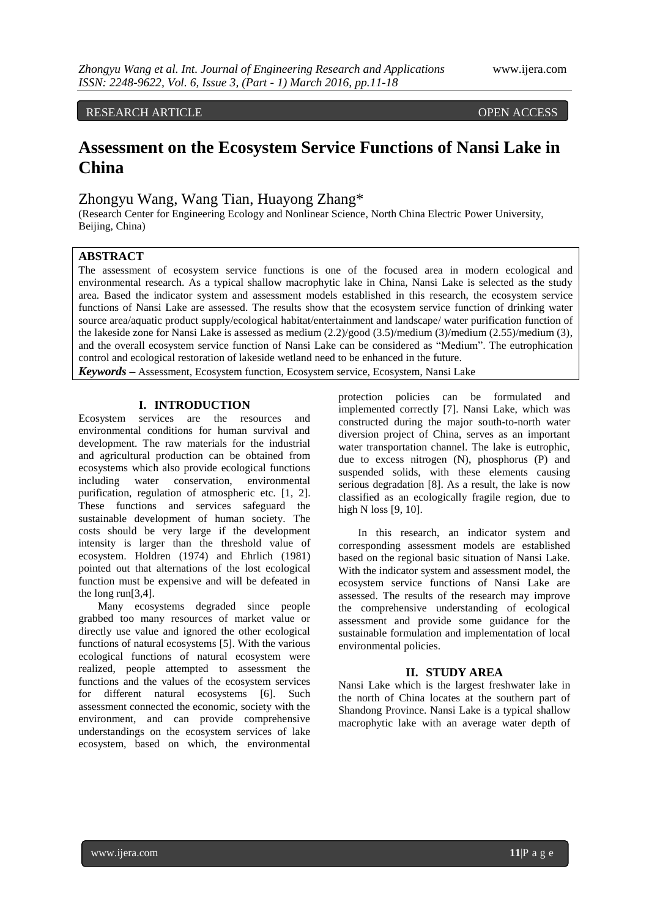RESEARCH ARTICLE OPEN ACCESS

# Assessment on the Ecosystem Service Functions of Nansi Lake in China

Zhongyu Wang, Wang Tian, Huayong Zhang*

(Research Center for Engineering Ecology and Nonlinear Science, North China Electric Power University, Beijing, China)

## ABSTRACT

The assessment of ecosystem service functions is one of the focused area in modern ecological and environmental research. As a typical shallow macrophytic lake in China, Nansi Lake is selected as the study area. Based the indicator system and assessment models established in this research, the ecosystem service functions of Nansi Lake are assessed. The results show that the ecosystem service function of drinking water source area/aquatic product supply/ecological habitat/entertainment and landscape/ water purification function of the lakeside zone for Nansi Lake is assessed as medium (2.2)/good (3.5)/medium (3)/medium (2.55)/medium (3), and the overall ecosystem service function of Nansi Lake can be considered as "Medium". The eutrophication control and ecological restoration of lakeside wetland need to be enhanced in the future.

***Keywords*** – Assessment, Ecosystem function, Ecosystem service, Ecosystem, Nansi Lake

## I. INTRODUCTION

Ecosystem services are the resources and environmental conditions for human survival and development. The raw materials for the industrial and agricultural production can be obtained from ecosystems which also provide ecological functions including water conservation, environmental purification, regulation of atmospheric etc. [1, 2]. These functions and services safeguard the sustainable development of human society. The costs should be very large if the development intensity is larger than the threshold value of ecosystem. Holdren (1974) and Ehrlich (1981) pointed out that alternations of the lost ecological function must be expensive and will be defeated in the long run[3,4].

Many ecosystems degraded since people grabbed too many resources of market value or directly use value and ignored the other ecological functions of natural ecosystems [5]. With the various ecological functions of natural ecosystem were realized, people attempted to assessment the functions and the values of the ecosystem services for different natural ecosystems [6]. Such assessment connected the economic, society with the environment, and can provide comprehensive understandings on the ecosystem services of lake ecosystem, based on which, the environmental protection policies can be formulated and implemented correctly [7]. Nansi Lake, which was constructed during the major south-to-north water diversion project of China, serves as an important water transportation channel. The lake is eutrophic, due to excess nitrogen (N), phosphorus (P) and suspended solids, with these elements causing serious degradation [8]. As a result, the lake is now classified as an ecologically fragile region, due to high N loss [9, 10].

In this research, an indicator system and corresponding assessment models are established based on the regional basic situation of Nansi Lake. With the indicator system and assessment model, the ecosystem service functions of Nansi Lake are assessed. The results of the research may improve the comprehensive understanding of ecological assessment and provide some guidance for the sustainable formulation and implementation of local environmental policies.

## II. STUDY AREA

Nansi Lake which is the largest freshwater lake in the north of China locates at the southern part of Shandong Province. Nansi Lake is a typical shallow macrophytic lake with an average water depth of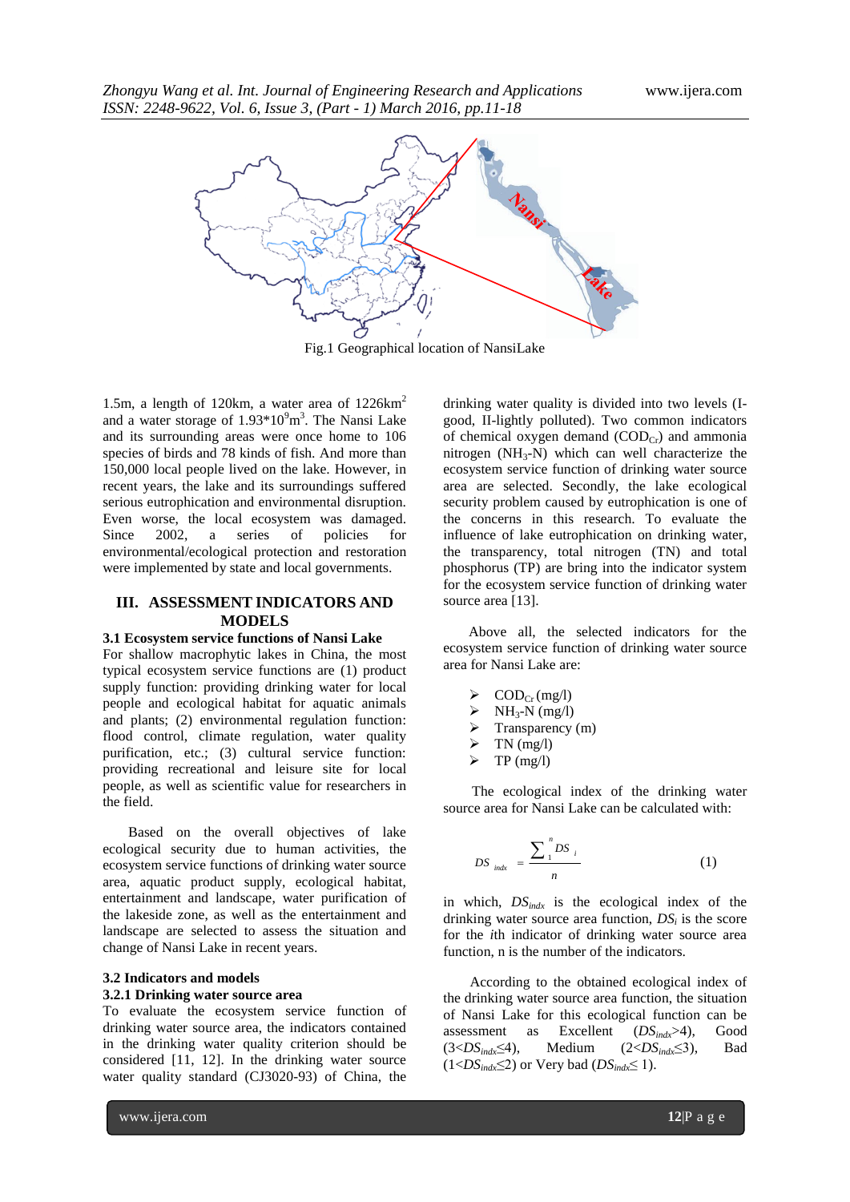Fig.1 Geographical location of NansiLake

1.5m, a length of 120km, a water area of 1226km$^2$ and a water storage of 1.93*10$^9$m$^3$. The Nansi Lake and its surrounding areas were once home to 106 species of birds and 78 kinds of fish. And more than 150,000 local people lived on the lake. However, in recent years, the lake and its surroundings suffered serious eutrophication and environmental disruption. Even worse, the local ecosystem was damaged. Since 2002, a series of policies for environmental/ecological protection and restoration were implemented by state and local governments.

## III. ASSESSMENT INDICATORS AND MODELS

### 3.1 Ecosystem service functions of Nansi Lake

For shallow macrophytic lakes in China, the most typical ecosystem service functions are (1) product supply function: providing drinking water for local people and ecological habitat for aquatic animals and plants; (2) environmental regulation function: flood control, climate regulation, water quality purification, etc.; (3) cultural service function: providing recreational and leisure site for local people, as well as scientific value for researchers in the field.

Based on the overall objectives of lake ecological security due to human activities, the ecosystem service functions of drinking water source area, aquatic product supply, ecological habitat, entertainment and landscape, water purification of the lakeside zone, as well as the entertainment and landscape are selected to assess the situation and change of Nansi Lake in recent years.

### 3.2 Indicators and models

#### 3.2.1 Drinking water source area

To evaluate the ecosystem service function of drinking water source area, the indicators contained in the drinking water quality criterion should be considered [11, 12]. In the drinking water source water quality standard (CJ3020-93) of China, the drinking water quality is divided into two levels (I-good, II-lightly polluted). Two common indicators of chemical oxygen demand ($COD_{Cr}$) and ammonia nitrogen ($NH_3$-N) which can well characterize the ecosystem service function of drinking water source area are selected. Secondly, the lake ecological security problem caused by eutrophication is one of the concerns in this research. To evaluate the influence of lake eutrophication on drinking water, the transparency, total nitrogen (TN) and total phosphorus (TP) are bring into the indicator system for the ecosystem service function of drinking water source area [13].

Above all, the selected indicators for the ecosystem service function of drinking water source area for Nansi Lake are:

- $COD_{Cr}$ (mg/l)
- $NH_3$-N (mg/l)
- Transparency (m)
- TN (mg/l)
- TP (mg/l)

The ecological index of the drinking water source area for Nansi Lake can be calculated with:

$$DS_{indx} = \frac{\sum_{1}^{n} DS_i}{n} \tag{1}$$

in which, $DS_{indx}$ is the ecological index of the drinking water source area function, $DS_i$ is the score for the $i$th indicator of drinking water source area function, n is the number of the indicators.

According to the obtained ecological index of the drinking water source area function, the situation of Nansi Lake for this ecological function can be assessment as Excellent ($DS_{indx}>4$), Good ($3<DS_{indx}\leq 4$), Medium ($2<DS_{indx}\leq 3$), Bad ($1<DS_{indx}\leq 2$) or Very bad ($DS_{indx}\leq 1$).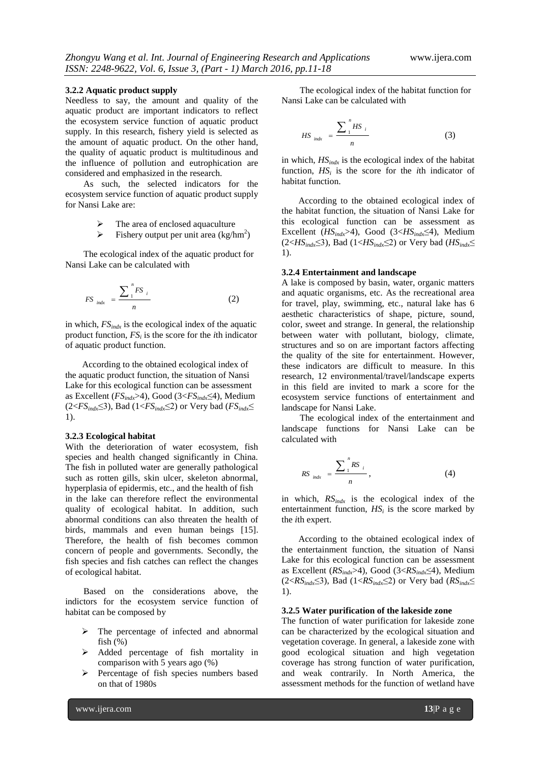#### 3.2.2 Aquatic product supply

Needless to say, the amount and quality of the aquatic product are important indicators to reflect the ecosystem service function of aquatic product supply. In this research, fishery yield is selected as the amount of aquatic product. On the other hand, the quality of aquatic product is multitudinous and the influence of pollution and eutrophication are considered and emphasized in the research.

As such, the selected indicators for the ecosystem service function of aquatic product supply for Nansi Lake are:

- The area of enclosed aquaculture
- Fishery output per unit area (kg/hm$^2$)

The ecological index of the aquatic product for Nansi Lake can be calculated with

$$FS_{indx} = \frac{\sum_{1}^{n} FS_i}{n} \qquad (2)$$

in which, $FS_{indx}$ is the ecological index of the aquatic product function, $FS_i$ is the score for the *i*th indicator of aquatic product function.

According to the obtained ecological index of the aquatic product function, the situation of Nansi Lake for this ecological function can be assessment as Excellent ($FS_{indx}$>4), Good (3<$FS_{indx}$≤4), Medium (2<$FS_{indx}$≤3), Bad (1<$FS_{indx}$≤2) or Very bad ($FS_{indx}$≤1).

#### 3.2.3 Ecological habitat

With the deterioration of water ecosystem, fish species and health changed significantly in China. The fish in polluted water are generally pathological such as rotten gills, skin ulcer, skeleton abnormal, hyperplasia of epidermis, etc., and the health of fish in the lake can therefore reflect the environmental quality of ecological habitat. In addition, such abnormal conditions can also threaten the health of birds, mammals and even human beings [15]. Therefore, the health of fish becomes common concern of people and governments. Secondly, the fish species and fish catches can reflect the changes of ecological habitat.

Based on the considerations above, the indictors for the ecosystem service function of habitat can be composed by

- The percentage of infected and abnormal fish (%)
- Added percentage of fish mortality in comparison with 5 years ago (%)
- Percentage of fish species numbers based on that of 1980s

The ecological index of the habitat function for Nansi Lake can be calculated with

$$HS_{indx} = \frac{\sum_{1}^{n} HS_i}{n} \qquad (3)$$

in which, $HS_{indx}$ is the ecological index of the habitat function, $HS_i$ is the score for the *i*th indicator of habitat function.

According to the obtained ecological index of the habitat function, the situation of Nansi Lake for this ecological function can be assessment as Excellent ($HS_{indx}$>4), Good (3<$HS_{indx}$≤4), Medium (2<$HS_{indx}$≤3), Bad (1<$HS_{indx}$≤2) or Very bad ($HS_{indx}$≤1).

#### 3.2.4 Entertainment and landscape

A lake is composed by basin, water, organic matters and aquatic organisms, etc. As the recreational area for travel, play, swimming, etc., natural lake has 6 aesthetic characteristics of shape, picture, sound, color, sweet and strange. In general, the relationship between water with pollutant, biology, climate, structures and so on are important factors affecting the quality of the site for entertainment. However, these indicators are difficult to measure. In this research, 12 environmental/travel/landscape experts in this field are invited to mark a score for the ecosystem service functions of entertainment and landscape for Nansi Lake.

The ecological index of the entertainment and landscape functions for Nansi Lake can be calculated with

$$RS_{indx} = \frac{\sum_{1}^{n} RS_i}{n}, \qquad (4)$$

in which, $RS_{indx}$ is the ecological index of the entertainment function, $HS_i$ is the score marked by the *i*th expert.

According to the obtained ecological index of the entertainment function, the situation of Nansi Lake for this ecological function can be assessment as Excellent ($RS_{indx}$>4), Good (3<$RS_{indx}$≤4), Medium (2<$RS_{indx}$≤3), Bad (1<$RS_{indx}$≤2) or Very bad ($RS_{indx}$≤1).

#### 3.2.5 Water purification of the lakeside zone

The function of water purification for lakeside zone can be characterized by the ecological situation and vegetation coverage. In general, a lakeside zone with good ecological situation and high vegetation coverage has strong function of water purification, and weak contrarily. In North America, the assessment methods for the function of wetland have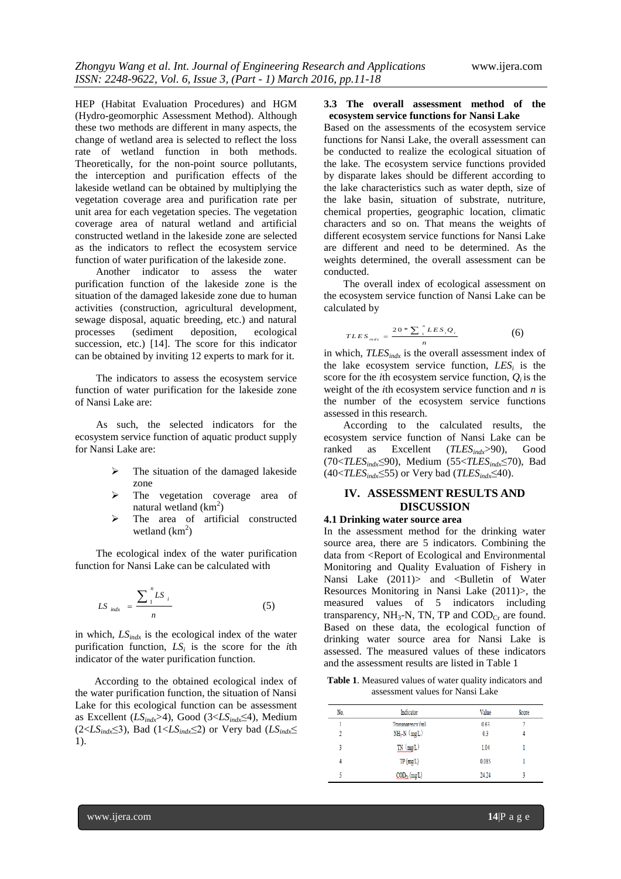HEP (Habitat Evaluation Procedures) and HGM (Hydro-geomorphic Assessment Method). Although these two methods are different in many aspects, the change of wetland area is selected to reflect the loss rate of wetland function in both methods. Theoretically, for the non-point source pollutants, the interception and purification effects of the lakeside wetland can be obtained by multiplying the vegetation coverage area and purification rate per unit area for each vegetation species. The vegetation coverage area of natural wetland and artificial constructed wetland in the lakeside zone are selected as the indicators to reflect the ecosystem service function of water purification of the lakeside zone.

Another indicator to assess the water purification function of the lakeside zone is the situation of the damaged lakeside zone due to human activities (construction, agricultural development, sewage disposal, aquatic breeding, etc.) and natural processes (sediment deposition, ecological succession, etc.) [14]. The score for this indicator can be obtained by inviting 12 experts to mark for it.

The indicators to assess the ecosystem service function of water purification for the lakeside zone of Nansi Lake are:

As such, the selected indicators for the ecosystem service function of aquatic product supply for Nansi Lake are:

- The situation of the damaged lakeside zone
- The vegetation coverage area of natural wetland ($km^2$)
- The area of artificial constructed wetland ($km^2$)

The ecological index of the water purification function for Nansi Lake can be calculated with

$$LS_{indx} = \frac{\sum_{1}^{n} LS_i}{n} \quad (5)$$

in which, $LS_{indx}$ is the ecological index of the water purification function, $LS_i$ is the score for the *i*th indicator of the water purification function.

According to the obtained ecological index of the water purification function, the situation of Nansi Lake for this ecological function can be assessment as Excellent ($LS_{indx}>4$), Good ($3<LS_{indx}\leq 4$), Medium ($2<LS_{indx}\leq 3$), Bad ($1<LS_{indx}\leq 2$) or Very bad ($LS_{indx}\leq 1$).

### 3.3 The overall assessment method of the ecosystem service functions for Nansi Lake

Based on the assessments of the ecosystem service functions for Nansi Lake, the overall assessment can be conducted to realize the ecological situation of the lake. The ecosystem service functions provided by disparate lakes should be different according to the lake characteristics such as water depth, size of the lake basin, situation of substrate, nutriture, chemical properties, geographic location, climatic characters and so on. That means the weights of different ecosystem service functions for Nansi Lake are different and need to be determined. As the weights determined, the overall assessment can be conducted.

The overall index of ecological assessment on the ecosystem service function of Nansi Lake can be calculated by

$$TLES_{indx} = \frac{20 * \sum_{1}^{n} LES_i Q_i}{n} \quad (6)$$

in which, $TLES_{indx}$ is the overall assessment index of the lake ecosystem service function, $LES_i$ is the score for the *i*th ecosystem service function, $Q_i$ is the weight of the *i*th ecosystem service function and *n* is the number of the ecosystem service functions assessed in this research.

According to the calculated results, the ecosystem service function of Nansi Lake can be ranked as Excellent ($TLES_{indx}>90$), Good ($70<TLES_{indx}\leq 90$), Medium ($55<TLES_{indx}\leq 70$), Bad ($40<TLES_{indx}\leq 55$) or Very bad ($TLES_{indx}\leq 40$).

## IV. ASSESSMENT RESULTS AND DISCUSSION

### 4.1 Drinking water source area

In the assessment method for the drinking water source area, there are 5 indicators. Combining the data from <Report of Ecological and Environmental Monitoring and Quality Evaluation of Fishery in Nansi Lake (2011)> and <Bulletin of Water Resources Monitoring in Nansi Lake (2011)>, the measured values of 5 indicators including transparency, $NH_3$-N, TN, TP and $COD_{Cr}$ are found. Based on these data, the ecological function of drinking water source area for Nansi Lake is assessed. The measured values of these indicators and the assessment results are listed in Table 1

**Table 1**. Measured values of water quality indicators and assessment values for Nansi Lake

| No. | Indicator | Value | Score |
|---|---|---|---|
| 1 | Transparency (m) | 0.63 | 2 |
| 2 | $NH_3$-N (mg/L) | 0.3 | 4 |
| 3 | TN (mg/L) | 1.04 | 1 |
| 4 | TP (mg/L) | 0.085 | 1 |
| 5 | $COD_{Cr}$ (mg/L) | 24.24 | 3 |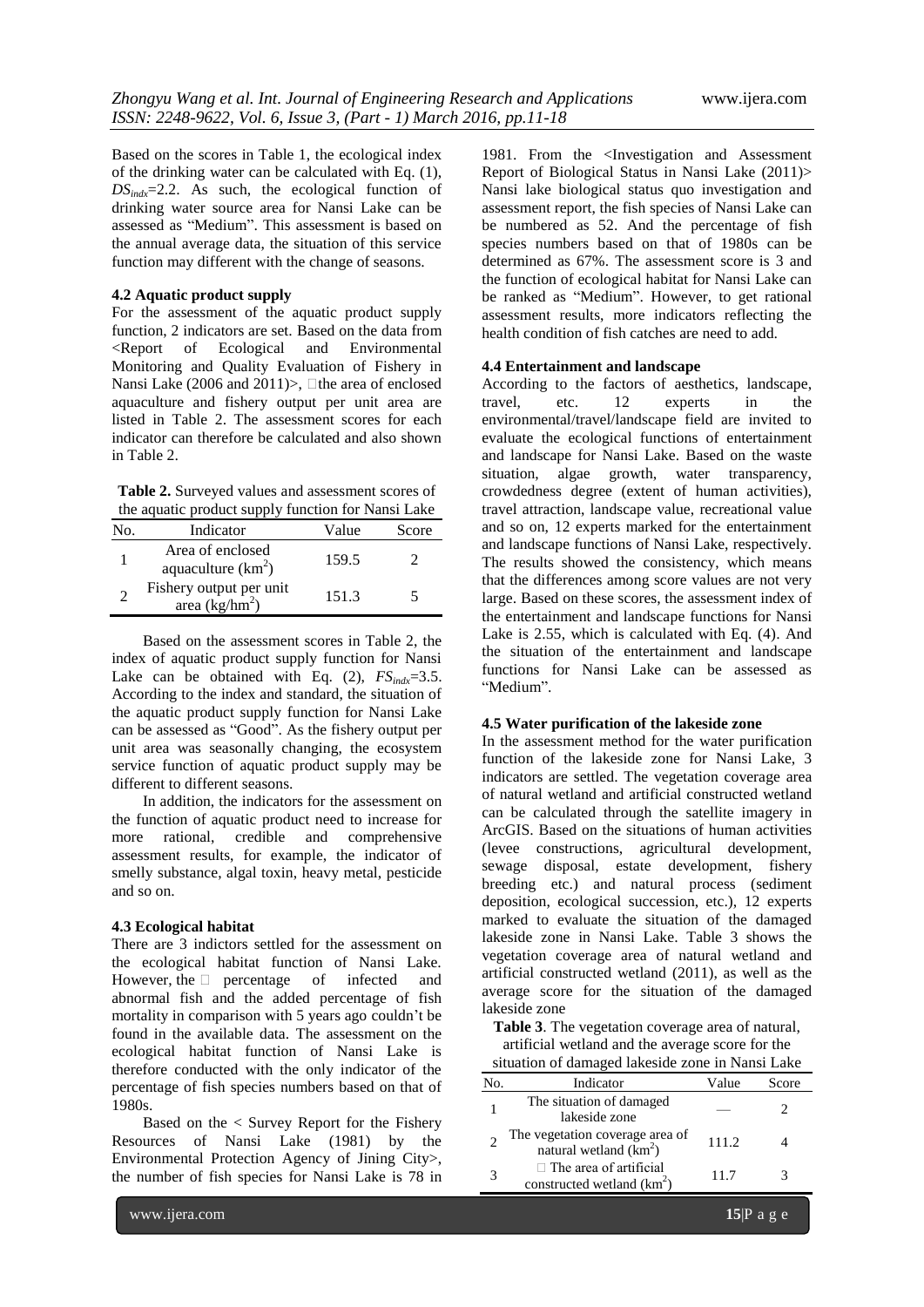Based on the scores in Table 1, the ecological index of the drinking water can be calculated with Eq. (1), $DS_{indx}$=2.2. As such, the ecological function of drinking water source area for Nansi Lake can be assessed as "Medium". This assessment is based on the annual average data, the situation of this service function may different with the change of seasons.

### 4.2 Aquatic product supply

For the assessment of the aquatic product supply function, 2 indicators are set. Based on the data from <Report of Ecological and Environmental Monitoring and Quality Evaluation of Fishery in Nansi Lake (2006 and 2011)>, the area of enclosed aquaculture and fishery output per unit area are listed in Table 2. The assessment scores for each indicator can therefore be calculated and also shown in Table 2.

**Table 2.** Surveyed values and assessment scores of the aquatic product supply function for Nansi Lake

| No. | Indicator | Value | Score |
|---|---|---|---|
| 1 | Area of enclosed aquaculture ($km^2$) | 159.5 | 2 |
| 2 | Fishery output per unit area ($kg/hm^2$) | 151.3 | 5 |

Based on the assessment scores in Table 2, the index of aquatic product supply function for Nansi Lake can be obtained with Eq. (2), $FS_{indx}$=3.5. According to the index and standard, the situation of the aquatic product supply function for Nansi Lake can be assessed as "Good". As the fishery output per unit area was seasonally changing, the ecosystem service function of aquatic product supply may be different to different seasons.

In addition, the indicators for the assessment on the function of aquatic product need to increase for more rational, credible and comprehensive assessment results, for example, the indicator of smelly substance, algal toxin, heavy metal, pesticide and so on.

### 4.3 Ecological habitat

There are 3 indictors settled for the assessment on the ecological habitat function of Nansi Lake. However, the percentage of infected and abnormal fish and the added percentage of fish mortality in comparison with 5 years ago couldn't be found in the available data. The assessment on the ecological habitat function of Nansi Lake is therefore conducted with the only indicator of the percentage of fish species numbers based on that of 1980s.

Based on the < Survey Report for the Fishery Resources of Nansi Lake (1981) by the Environmental Protection Agency of Jining City>, the number of fish species for Nansi Lake is 78 in 1981. From the <Investigation and Assessment Report of Biological Status in Nansi Lake (2011)> Nansi lake biological status quo investigation and assessment report, the fish species of Nansi Lake can be numbered as 52. And the percentage of fish species numbers based on that of 1980s can be determined as 67%. The assessment score is 3 and the function of ecological habitat for Nansi Lake can be ranked as "Medium". However, to get rational assessment results, more indicators reflecting the health condition of fish catches are need to add.

### 4.4 Entertainment and landscape

According to the factors of aesthetics, landscape, travel, etc. 12 experts in the environmental/travel/landscape field are invited to evaluate the ecological functions of entertainment and landscape for Nansi Lake. Based on the waste situation, algae growth, water transparency, crowdedness degree (extent of human activities), travel attraction, landscape value, recreational value and so on, 12 experts marked for the entertainment and landscape functions of Nansi Lake, respectively. The results showed the consistency, which means that the differences among score values are not very large. Based on these scores, the assessment index of the entertainment and landscape functions for Nansi Lake is 2.55, which is calculated with Eq. (4). And the situation of the entertainment and landscape functions for Nansi Lake can be assessed as "Medium".

### 4.5 Water purification of the lakeside zone

In the assessment method for the water purification function of the lakeside zone for Nansi Lake, 3 indicators are settled. The vegetation coverage area of natural wetland and artificial constructed wetland can be calculated through the satellite imagery in ArcGIS. Based on the situations of human activities (levee constructions, agricultural development, sewage disposal, estate development, fishery breeding etc.) and natural process (sediment deposition, ecological succession, etc.), 12 experts marked to evaluate the situation of the damaged lakeside zone in Nansi Lake. Table 3 shows the vegetation coverage area of natural wetland and artificial constructed wetland (2011), as well as the average score for the situation of the damaged lakeside zone

**Table 3**. The vegetation coverage area of natural, artificial wetland and the average score for the situation of damaged lakeside zone in Nansi Lake

| No. | Indicator | Value | Score |
|---|---|---|---|
| 1 | The situation of damaged lakeside zone | — | 2 |
| 2 | The vegetation coverage area of natural wetland ($km^2$) | 111.2 | 4 |
| 3 | The area of artificial constructed wetland ($km^2$) | 11.7 | 3 |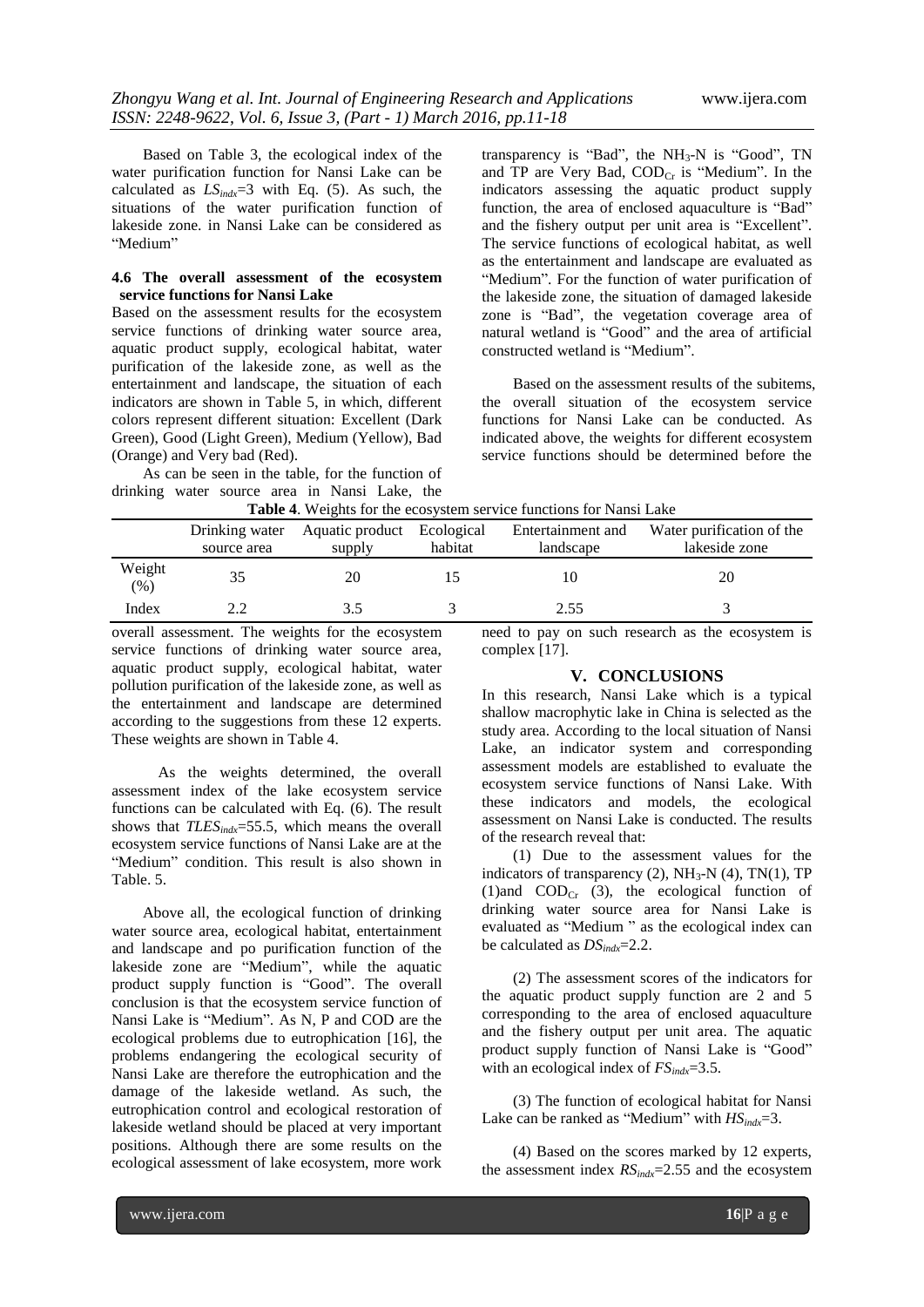Based on Table 3, the ecological index of the water purification function for Nansi Lake can be calculated as $LS_{indx}$=3 with Eq. (5). As such, the situations of the water purification function of lakeside zone. in Nansi Lake can be considered as "Medium"

#### 4.6 The overall assessment of the ecosystem service functions for Nansi Lake

Based on the assessment results for the ecosystem service functions of drinking water source area, aquatic product supply, ecological habitat, water purification of the lakeside zone, as well as the entertainment and landscape, the situation of each indicators are shown in Table 5, in which, different colors represent different situation: Excellent (Dark Green), Good (Light Green), Medium (Yellow), Bad (Orange) and Very bad (Red).

As can be seen in the table, for the function of drinking water source area in Nansi Lake, the transparency is "Bad", the $NH_3$-N is "Good", TN and TP are Very Bad, $COD_{Cr}$ is "Medium". In the indicators assessing the aquatic product supply function, the area of enclosed aquaculture is "Bad" and the fishery output per unit area is "Excellent". The service functions of ecological habitat, as well as the entertainment and landscape are evaluated as "Medium". For the function of water purification of the lakeside zone, the situation of damaged lakeside zone is "Bad", the vegetation coverage area of natural wetland is "Good" and the area of artificial constructed wetland is "Medium".

Based on the assessment results of the subitems, the overall situation of the ecosystem service functions for Nansi Lake can be conducted. As indicated above, the weights for different ecosystem service functions should be determined before the overall assessment. The weights for the ecosystem service functions of drinking water source area, aquatic product supply, ecological habitat, water pollution purification of the lakeside zone, as well as the entertainment and landscape are determined according to the suggestions from these 12 experts. These weights are shown in Table 4.

**Table 4**. Weights for the ecosystem service functions for Nansi Lake

| | Drinking water source area | Aquatic product supply | Ecological habitat | Entertainment and landscape | Water purification of the lakeside zone |
|---|---|---|---|---|---|
| Weight (%) | 35 | 20 | 15 | 10 | 20 |
| Index | 2.2 | 3.5 | 3 | 2.55 | 3 |

As the weights determined, the overall assessment index of the lake ecosystem service functions can be calculated with Eq. (6). The result shows that $TLES_{indx}$=55.5, which means the overall ecosystem service functions of Nansi Lake are at the "Medium" condition. This result is also shown in Table. 5.

Above all, the ecological function of drinking water source area, ecological habitat, entertainment and landscape and po purification function of the lakeside zone are "Medium", while the aquatic product supply function is "Good". The overall conclusion is that the ecosystem service function of Nansi Lake is "Medium". As N, P and COD are the ecological problems due to eutrophication [16], the problems endangering the ecological security of Nansi Lake are therefore the eutrophication and the damage of the lakeside wetland. As such, the eutrophication control and ecological restoration of lakeside wetland should be placed at very important positions. Although there are some results on the ecological assessment of lake ecosystem, more work need to pay on such research as the ecosystem is complex [17].

## V. CONCLUSIONS

In this research, Nansi Lake which is a typical shallow macrophytic lake in China is selected as the study area. According to the local situation of Nansi Lake, an indicator system and corresponding assessment models are established to evaluate the ecosystem service functions of Nansi Lake. With these indicators and models, the ecological assessment on Nansi Lake is conducted. The results of the research reveal that:

(1) Due to the assessment values for the indicators of transparency (2), $NH_3$-N (4), TN(1), TP (1)and $COD_{Cr}$ (3), the ecological function of drinking water source area for Nansi Lake is evaluated as "Medium " as the ecological index can be calculated as $DS_{indx}$=2.2.

(2) The assessment scores of the indicators for the aquatic product supply function are 2 and 5 corresponding to the area of enclosed aquaculture and the fishery output per unit area. The aquatic product supply function of Nansi Lake is "Good" with an ecological index of $FS_{indx}$=3.5.

(3) The function of ecological habitat for Nansi Lake can be ranked as "Medium" with $HS_{indx}$=3.

(4) Based on the scores marked by 12 experts, the assessment index $RS_{indx}$=2.55 and the ecosystem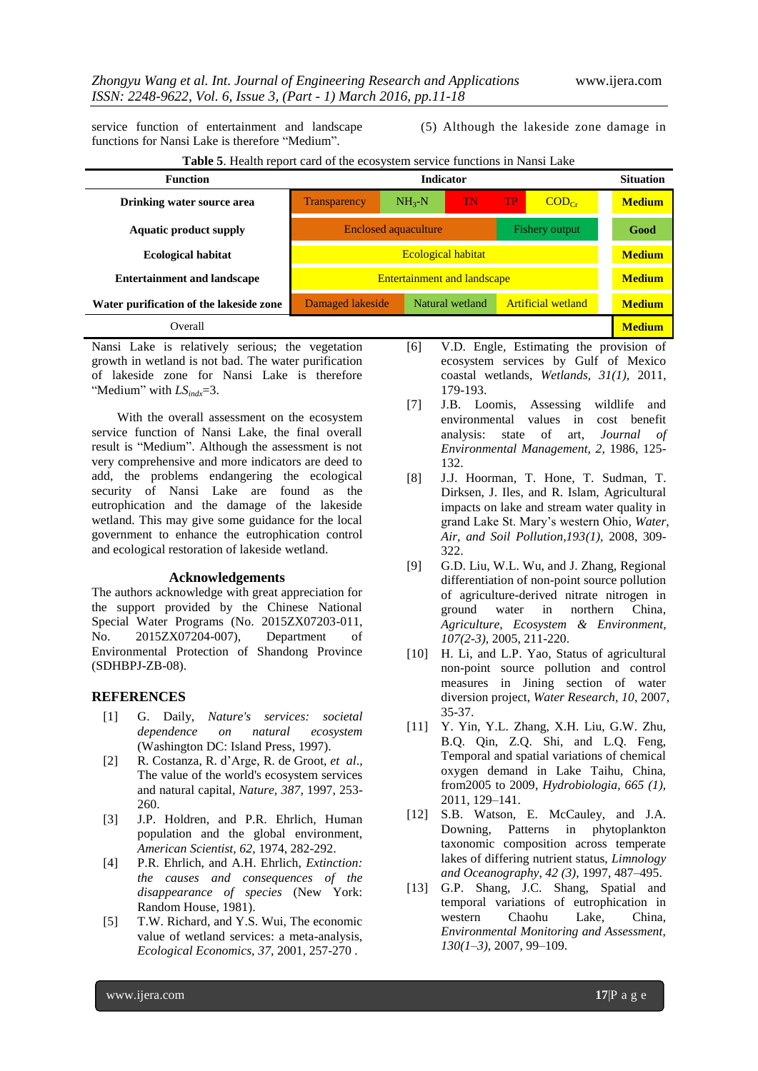service function of entertainment and landscape functions for Nansi Lake is therefore "Medium".

(5) Although the lakeside zone damage in Nansi Lake is relatively serious; the vegetation growth in wetland is not bad. The water purification of lakeside zone for Nansi Lake is therefore "Medium" with $LS_{indx}$=3.

**Table 5**. Health report card of the ecosystem service functions in Nansi Lake

| Function | Indicator | | | | | Situation |
|---|---|---|---|---|---|---|
| **Drinking water source area** | Transparency | $NH_3$-N | TN | TP | $COD_{Cr}$ | **Medium** |
| **Aquatic product supply** | Enclosed aquaculture | | | Fishery output | | **Good** |
| **Ecological habitat** | Ecological habitat | | | | | **Medium** |
| **Entertainment and landscape** | Entertainment and landscape | | | | | **Medium** |
| **Water purification of the lakeside zone** | Damaged lakeside | Natural wetland | | Artificial wetland | | **Medium** |
| Overall | | | | | | **Medium** |

With the overall assessment on the ecosystem service function of Nansi Lake, the final overall result is "Medium". Although the assessment is not very comprehensive and more indicators are deed to add, the problems endangering the ecological security of Nansi Lake are found as the eutrophication and the damage of the lakeside wetland. This may give some guidance for the local government to enhance the eutrophication control and ecological restoration of lakeside wetland.

## Acknowledgements

The authors acknowledge with great appreciation for the support provided by the Chinese National Special Water Programs (No. 2015ZX07203-011, No. 2015ZX07204-007), Department of Environmental Protection of Shandong Province (SDHBPJ-ZB-08).

## REFERENCES

[1] G. Daily, *Nature's services: societal dependence on natural ecosystem* (Washington DC: Island Press, 1997).

[2] R. Costanza, R. d'Arge, R. de Groot, *et al*., The value of the world's ecosystem services and natural capital, *Nature, 387,* 1997, 253-260.

[3] J.P. Holdren, and P.R. Ehrlich, Human population and the global environment, *American Scientist, 62,* 1974, 282-292.

[4] P.R. Ehrlich, and A.H. Ehrlich, *Extinction: the causes and consequences of the disappearance of species* (New York: Random House, 1981).

[5] T.W. Richard, and Y.S. Wui, The economic value of wetland services: a meta-analysis, *Ecological Economics, 37,* 2001, 257-270 .

[6] V.D. Engle, Estimating the provision of ecosystem services by Gulf of Mexico coastal wetlands, *Wetlands, 31(1),* 2011, 179-193.

[7] J.B. Loomis, Assessing wildlife and environmental values in cost benefit analysis: state of art, *Journal of Environmental Management, 2,* 1986, 125-132.

[8] J.J. Hoorman, T. Hone, T. Sudman, T. Dirksen, J. Iles, and R. Islam, Agricultural impacts on lake and stream water quality in grand Lake St. Mary's western Ohio, *Water, Air, and Soil Pollution,193(1),* 2008, 309-322.

[9] G.D. Liu, W.L. Wu, and J. Zhang, Regional differentiation of non-point source pollution of agriculture-derived nitrate nitrogen in ground water in northern China, *Agriculture, Ecosystem & Environment, 107(2-3),* 2005, 211-220.

[10] H. Li, and L.P. Yao, Status of agricultural non-point source pollution and control measures in Jining section of water diversion project, *Water Research, 10,* 2007, 35-37.

[11] Y. Yin, Y.L. Zhang, X.H. Liu, G.W. Zhu, B.Q. Qin, Z.Q. Shi, and L.Q. Feng, Temporal and spatial variations of chemical oxygen demand in Lake Taihu, China, from2005 to 2009, *Hydrobiologia, 665 (1),* 2011, 129–141.

[12] S.B. Watson, E. McCauley, and J.A. Downing, Patterns in phytoplankton taxonomic composition across temperate lakes of differing nutrient status, *Limnology and Oceanography, 42 (3),* 1997, 487–495.

[13] G.P. Shang, J.C. Shang, Spatial and temporal variations of eutrophication in western Chaohu Lake, China, *Environmental Monitoring and Assessment, 130(1–3),* 2007, 99–109.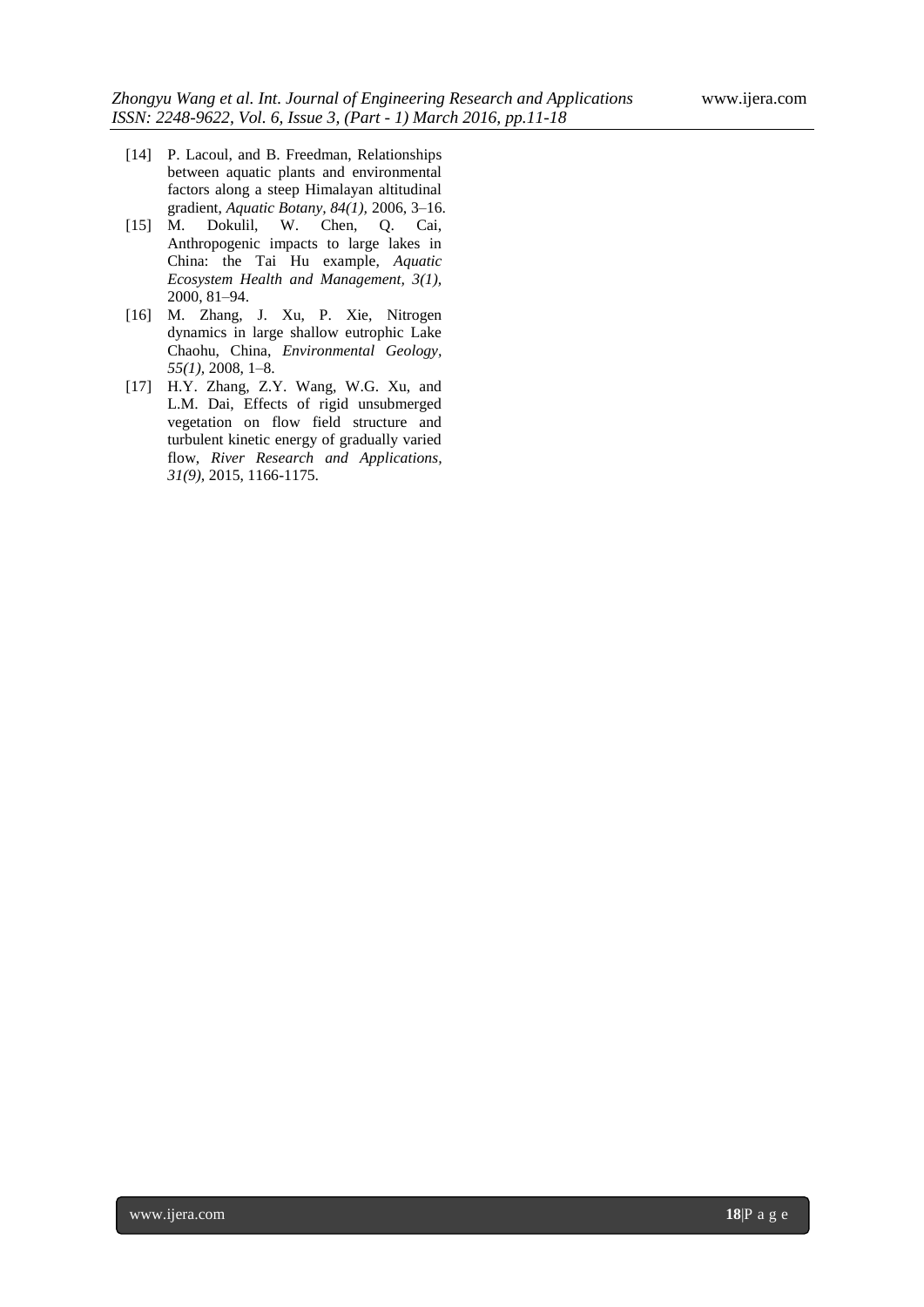[14] P. Lacoul, and B. Freedman, Relationships between aquatic plants and environmental factors along a steep Himalayan altitudinal gradient, *Aquatic Botany, 84(1),* 2006, 3–16.

[15] M. Dokulil, W. Chen, Q. Cai, Anthropogenic impacts to large lakes in China: the Tai Hu example, *Aquatic Ecosystem Health and Management, 3(1),* 2000, 81–94.

[16] M. Zhang, J. Xu, P. Xie, Nitrogen dynamics in large shallow eutrophic Lake Chaohu, China, *Environmental Geology, 55(1),* 2008, 1–8.

[17] H.Y. Zhang, Z.Y. Wang, W.G. Xu, and L.M. Dai, Effects of rigid unsubmerged vegetation on flow field structure and turbulent kinetic energy of gradually varied flow, *River Research and Applications, 31(9),* 2015, 1166-1175.